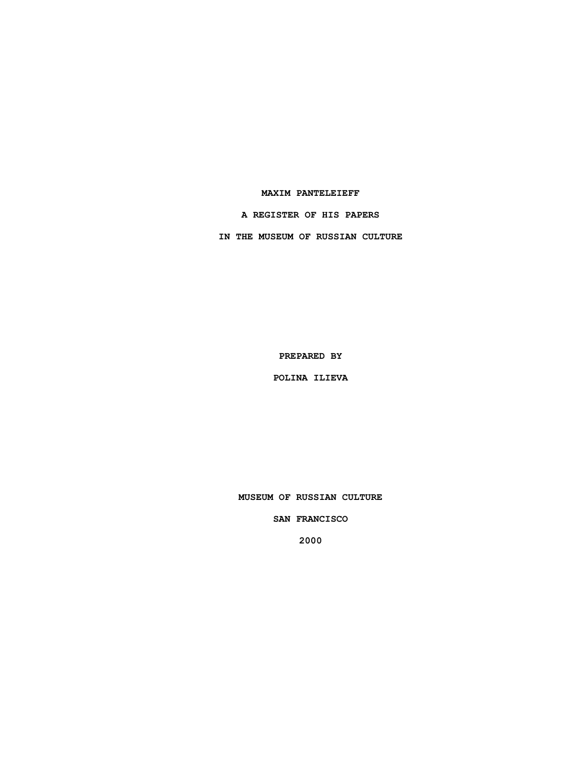# MAXIM PANTELEIEFF

## A REGISTER OF HIS PAPERS

## IN THE MUSEUM OF RUSSIAN CULTURE

**PREPARED BY**

**POLINA ILIEVA**

**MUSEUM OF RUSSIAN CULTURE**

**SAN FRANCISCO**

**2000**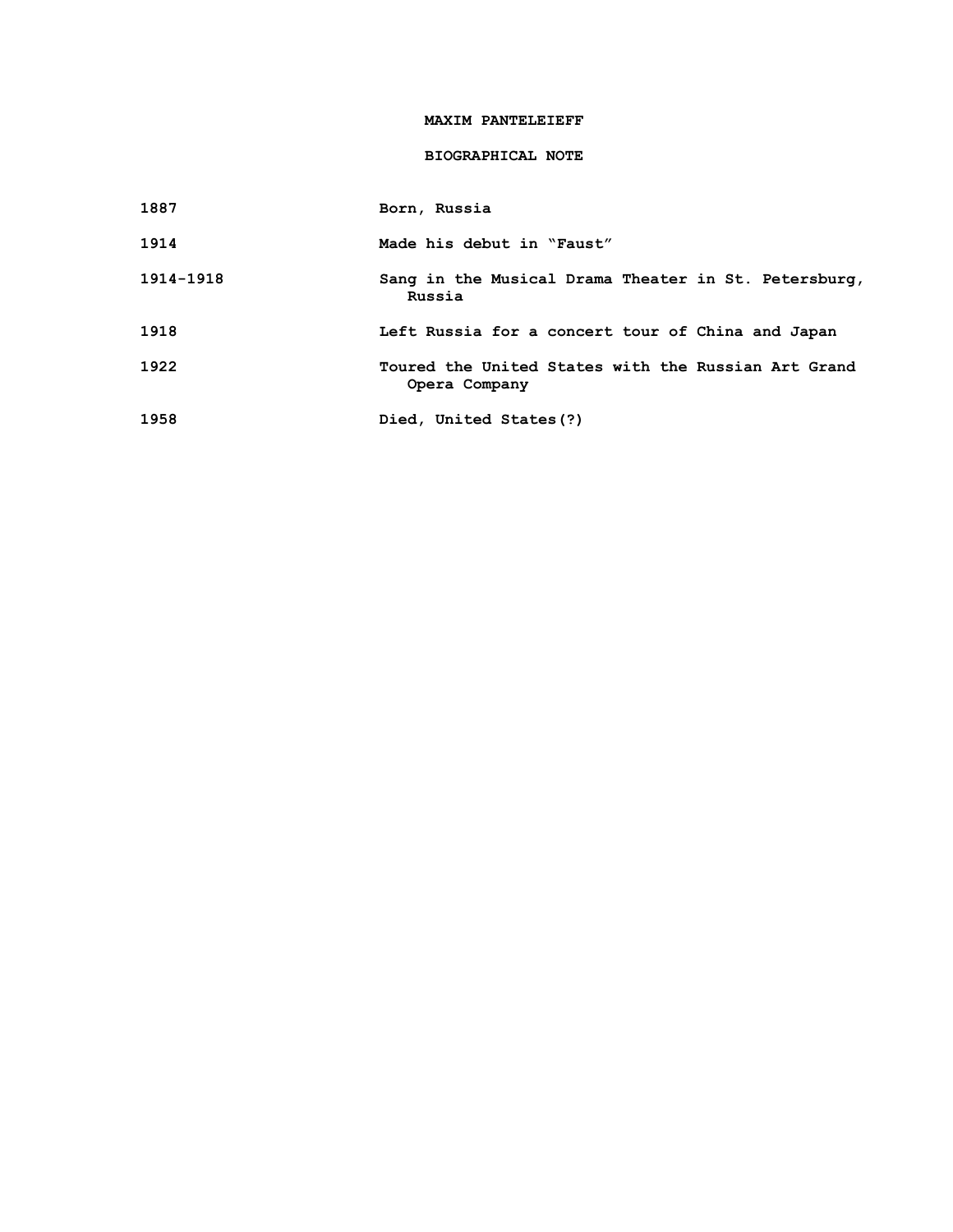# MAXIM PANTELEIEFF

## BIOGRAPHICAL NOTE

| | |
|---|---|
| 1887 | Born, Russia |
| 1914 | Made his debut in "Faust" |
| 1914-1918 | Sang in the Musical Drama Theater in St. Petersburg, Russia |
| 1918 | Left Russia for a concert tour of China and Japan |
| 1922 | Toured the United States with the Russian Art Grand Opera Company |
| 1958 | Died, United States(?) |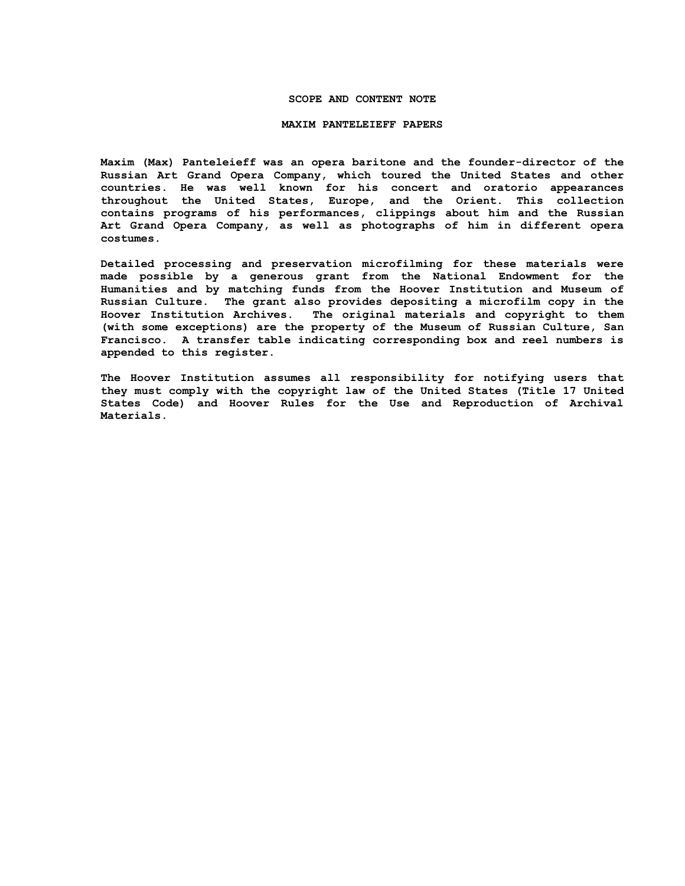## SCOPE AND CONTENT NOTE

## MAXIM PANTELEIEFF PAPERS

Maxim (Max) Panteleieff was an opera baritone and the founder-director of the Russian Art Grand Opera Company, which toured the United States and other countries. He was well known for his concert and oratorio appearances throughout the United States, Europe, and the Orient. This collection contains programs of his performances, clippings about him and the Russian Art Grand Opera Company, as well as photographs of him in different opera costumes.

Detailed processing and preservation microfilming for these materials were made possible by a generous grant from the National Endowment for the Humanities and by matching funds from the Hoover Institution and Museum of Russian Culture. The grant also provides depositing a microfilm copy in the Hoover Institution Archives. The original materials and copyright to them (with some exceptions) are the property of the Museum of Russian Culture, San Francisco. A transfer table indicating corresponding box and reel numbers is appended to this register.

The Hoover Institution assumes all responsibility for notifying users that they must comply with the copyright law of the United States (Title 17 United States Code) and Hoover Rules for the Use and Reproduction of Archival Materials.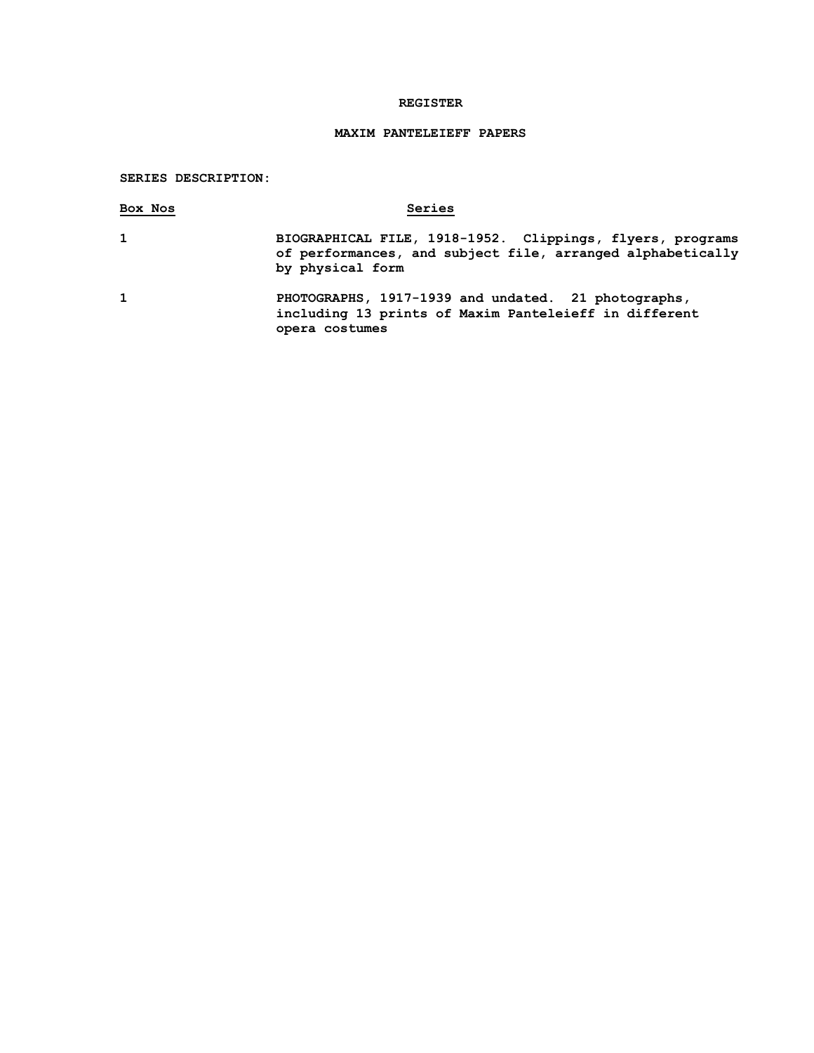**REGISTER**

**MAXIM PANTELEIEFF PAPERS**

**SERIES DESCRIPTION:**

| Box Nos | Series |
| --- | --- |
| 1 | BIOGRAPHICAL FILE, 1918-1952. Clippings, flyers, programs of performances, and subject file, arranged alphabetically by physical form |
| 1 | PHOTOGRAPHS, 1917-1939 and undated. 21 photographs, including 13 prints of Maxim Panteleieff in different opera costumes |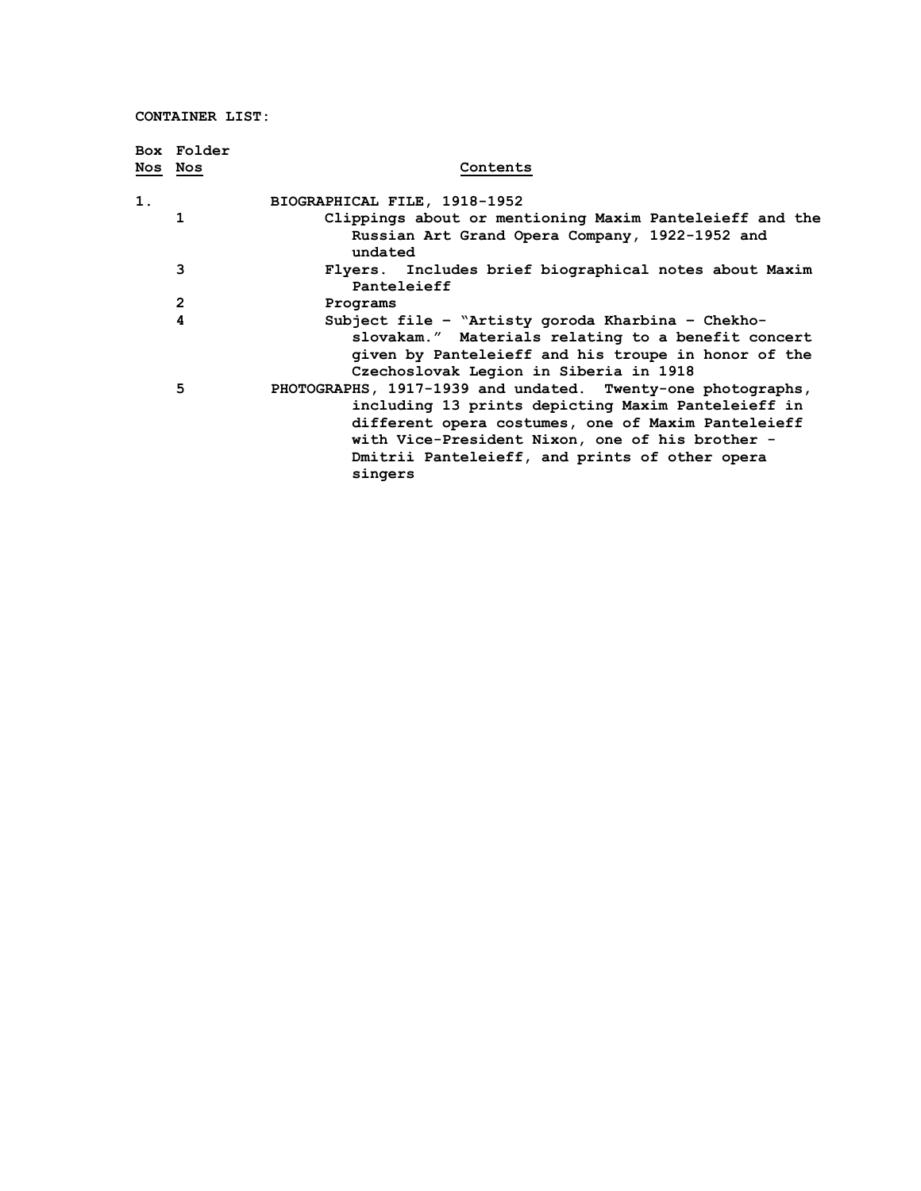**CONTAINER LIST:**

| Box Nos | Folder Nos | Contents |
|---|---|---|
| 1. | | **BIOGRAPHICAL FILE, 1918-1952** |
| | 1 | Clippings about or mentioning Maxim Panteleieff and the Russian Art Grand Opera Company, 1922-1952 and undated |
| | 3 | Flyers. Includes brief biographical notes about Maxim Panteleieff |
| | 2 | Programs |
| | 4 | Subject file – "Artisty goroda Kharbina – Chekhoslovakam." Materials relating to a benefit concert given by Panteleieff and his troupe in honor of the Czechoslovak Legion in Siberia in 1918 |
| | 5 | **PHOTOGRAPHS, 1917-1939 and undated.** Twenty-one photographs, including 13 prints depicting Maxim Panteleieff in different opera costumes, one of Maxim Panteleieff with Vice-President Nixon, one of his brother - Dmitrii Panteleieff, and prints of other opera singers |